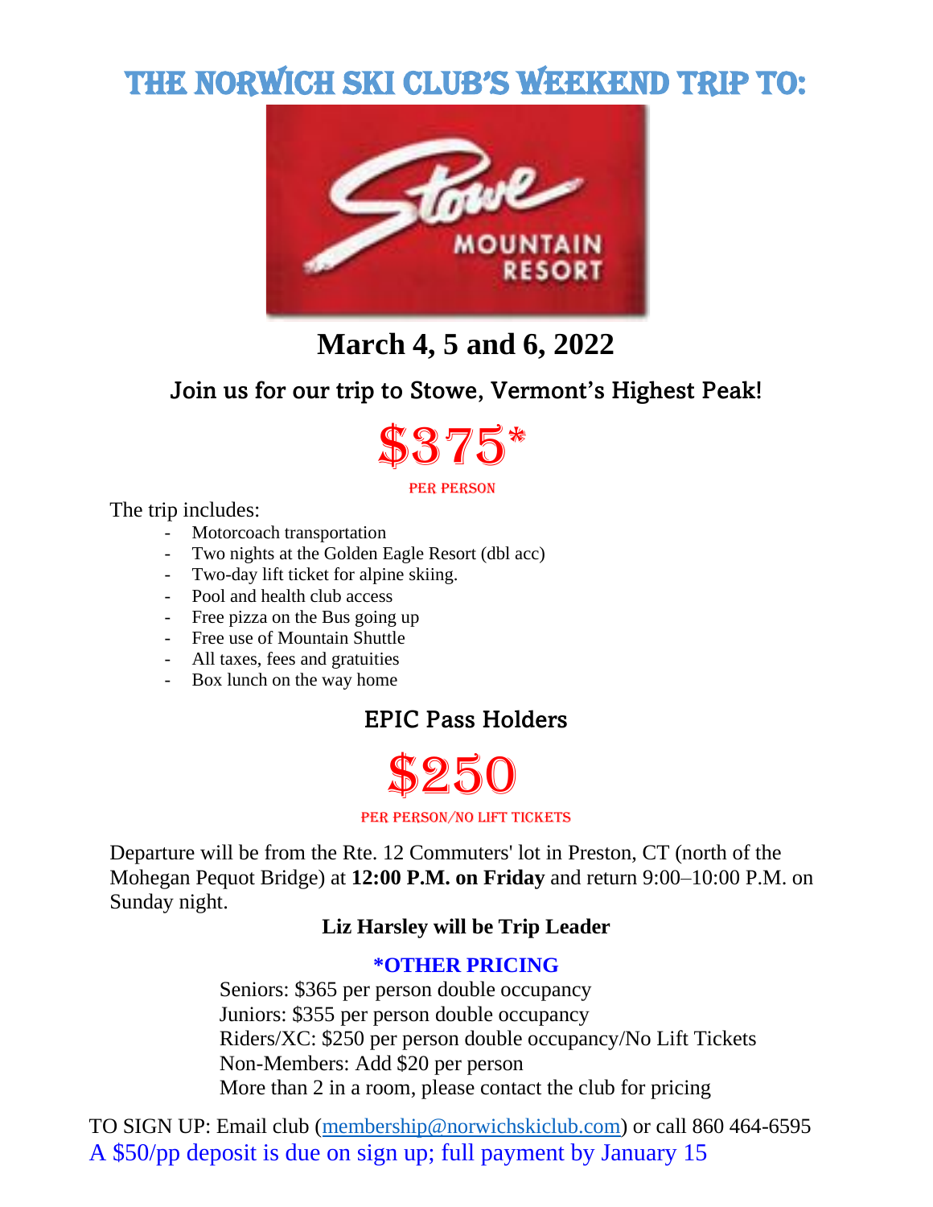# THE NORWICH SKI CLUB'S WEEKEND TRIP TO:

Stowe MOUNTAIN RESORT

## March 4, 5 and 6, 2022

### Join us for our trip to Stowe, Vermont's Highest Peak!

# $375*

PER PERSON

The trip includes:

- Motorcoach transportation
- Two nights at the Golden Eagle Resort (dbl acc)
- Two-day lift ticket for alpine skiing.
- Pool and health club access
- Free pizza on the Bus going up
- Free use of Mountain Shuttle
- All taxes, fees and gratuities
- Box lunch on the way home

### EPIC Pass Holders

# $250

PER PERSON/NO LIFT TICKETS

Departure will be from the Rte. 12 Commuters' lot in Preston, CT (north of the Mohegan Pequot Bridge) at **12:00 P.M. on Friday** and return 9:00–10:00 P.M. on Sunday night.

**Liz Harsley will be Trip Leader**

**\*OTHER PRICING**

Seniors: $365 per person double occupancy
Juniors: $355 per person double occupancy
Riders/XC: $250 per person double occupancy/No Lift Tickets
Non-Members: Add $20 per person
More than 2 in a room, please contact the club for pricing

TO SIGN UP: Email club (membership@norwichskiclub.com) or call 860 464-6595
A $50/pp deposit is due on sign up; full payment by January 15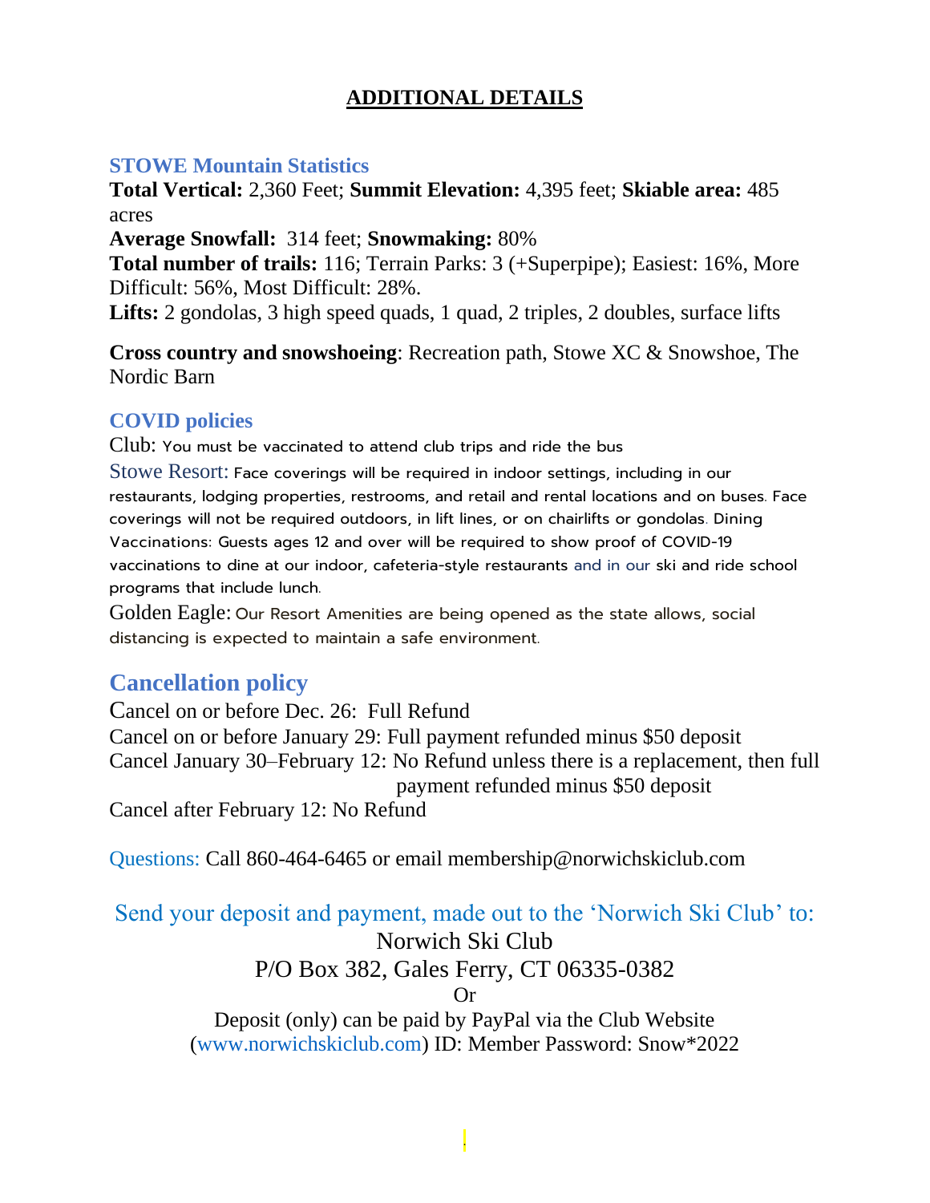# ADDITIONAL DETAILS

## STOWE Mountain Statistics

**Total Vertical:** 2,360 Feet; **Summit Elevation:** 4,395 feet; **Skiable area:** 485 acres
**Average Snowfall:** 314 feet; **Snowmaking:** 80%
**Total number of trails:** 116; Terrain Parks: 3 (+Superpipe); Easiest: 16%, More Difficult: 56%, Most Difficult: 28%.
**Lifts:** 2 gondolas, 3 high speed quads, 1 quad, 2 triples, 2 doubles, surface lifts

**Cross country and snowshoeing**: Recreation path, Stowe XC & Snowshoe, The Nordic Barn

## COVID policies

Club: You must be vaccinated to attend club trips and ride the bus

Stowe Resort: Face coverings will be required in indoor settings, including in our restaurants, lodging properties, restrooms, and retail and rental locations and on buses. Face coverings will not be required outdoors, in lift lines, or on chairlifts or gondolas. Dining Vaccinations: Guests ages 12 and over will be required to show proof of COVID-19 vaccinations to dine at our indoor, cafeteria-style restaurants and in our ski and ride school programs that include lunch.

Golden Eagle: Our Resort Amenities are being opened as the state allows, social distancing is expected to maintain a safe environment.

## Cancellation policy

Cancel on or before Dec. 26: Full Refund
Cancel on or before January 29: Full payment refunded minus $50 deposit
Cancel January 30–February 12: No Refund unless there is a replacement, then full payment refunded minus $50 deposit
Cancel after February 12: No Refund

Questions: Call 860-464-6465 or email membership@norwichskiclub.com

Send your deposit and payment, made out to the 'Norwich Ski Club' to:

Norwich Ski Club
P/O Box 382, Gales Ferry, CT 06335-0382
Or
Deposit (only) can be paid by PayPal via the Club Website (www.norwichskiclub.com) ID: Member Password: Snow*2022